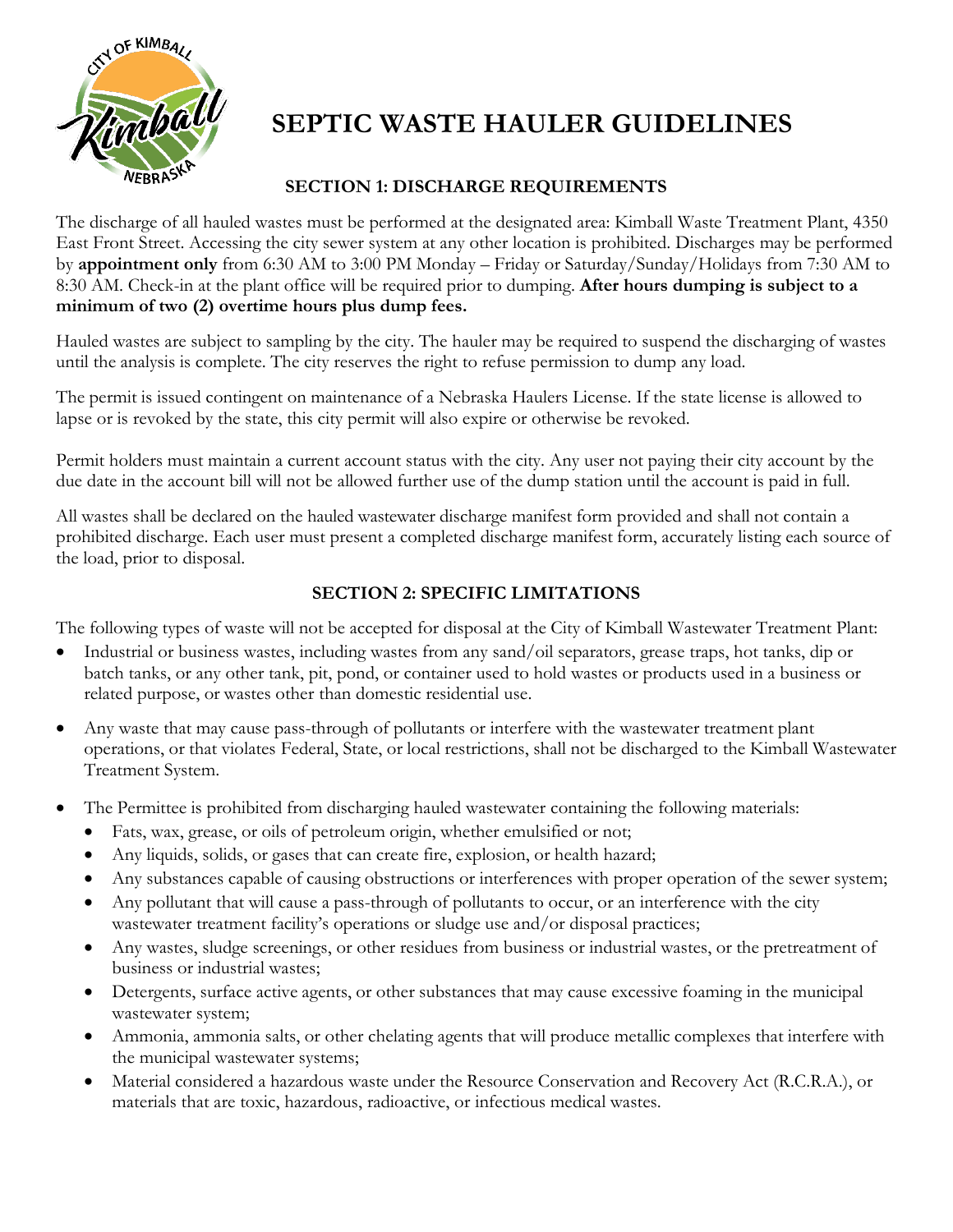# SEPTIC WASTE HAULER GUIDELINES

## SECTION 1: DISCHARGE REQUIREMENTS

The discharge of all hauled wastes must be performed at the designated area: Kimball Waste Treatment Plant, 4350 East Front Street. Accessing the city sewer system at any other location is prohibited. Discharges may be performed by **appointment only** from 6:30 AM to 3:00 PM Monday – Friday or Saturday/Sunday/Holidays from 7:30 AM to 8:30 AM. Check-in at the plant office will be required prior to dumping. **After hours dumping is subject to a minimum of two (2) overtime hours plus dump fees.**

Hauled wastes are subject to sampling by the city. The hauler may be required to suspend the discharging of wastes until the analysis is complete. The city reserves the right to refuse permission to dump any load.

The permit is issued contingent on maintenance of a Nebraska Haulers License. If the state license is allowed to lapse or is revoked by the state, this city permit will also expire or otherwise be revoked.

Permit holders must maintain a current account status with the city. Any user not paying their city account by the due date in the account bill will not be allowed further use of the dump station until the account is paid in full.

All wastes shall be declared on the hauled wastewater discharge manifest form provided and shall not contain a prohibited discharge. Each user must present a completed discharge manifest form, accurately listing each source of the load, prior to disposal.

## SECTION 2: SPECIFIC LIMITATIONS

The following types of waste will not be accepted for disposal at the City of Kimball Wastewater Treatment Plant:

- Industrial or business wastes, including wastes from any sand/oil separators, grease traps, hot tanks, dip or batch tanks, or any other tank, pit, pond, or container used to hold wastes or products used in a business or related purpose, or wastes other than domestic residential use.
- Any waste that may cause pass-through of pollutants or interfere with the wastewater treatment plant operations, or that violates Federal, State, or local restrictions, shall not be discharged to the Kimball Wastewater Treatment System.
- The Permittee is prohibited from discharging hauled wastewater containing the following materials:
  - Fats, wax, grease, or oils of petroleum origin, whether emulsified or not;
  - Any liquids, solids, or gases that can create fire, explosion, or health hazard;
  - Any substances capable of causing obstructions or interferences with proper operation of the sewer system;
  - Any pollutant that will cause a pass-through of pollutants to occur, or an interference with the city wastewater treatment facility's operations or sludge use and/or disposal practices;
  - Any wastes, sludge screenings, or other residues from business or industrial wastes, or the pretreatment of business or industrial wastes;
  - Detergents, surface active agents, or other substances that may cause excessive foaming in the municipal wastewater system;
  - Ammonia, ammonia salts, or other chelating agents that will produce metallic complexes that interfere with the municipal wastewater systems;
  - Material considered a hazardous waste under the Resource Conservation and Recovery Act (R.C.R.A.), or materials that are toxic, hazardous, radioactive, or infectious medical wastes.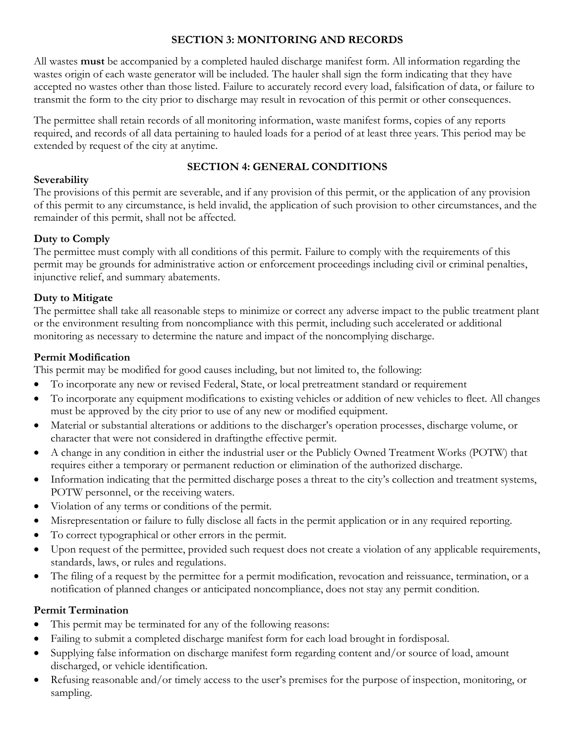## SECTION 3: MONITORING AND RECORDS

All wastes **must** be accompanied by a completed hauled discharge manifest form. All information regarding the wastes origin of each waste generator will be included. The hauler shall sign the form indicating that they have accepted no wastes other than those listed. Failure to accurately record every load, falsification of data, or failure to transmit the form to the city prior to discharge may result in revocation of this permit or other consequences.

The permittee shall retain records of all monitoring information, waste manifest forms, copies of any reports required, and records of all data pertaining to hauled loads for a period of at least three years. This period may be extended by request of the city at anytime.

## SECTION 4: GENERAL CONDITIONS

**Severability**
The provisions of this permit are severable, and if any provision of this permit, or the application of any provision of this permit to any circumstance, is held invalid, the application of such provision to other circumstances, and the remainder of this permit, shall not be affected.

**Duty to Comply**
The permittee must comply with all conditions of this permit. Failure to comply with the requirements of this permit may be grounds for administrative action or enforcement proceedings including civil or criminal penalties, injunctive relief, and summary abatements.

**Duty to Mitigate**
The permittee shall take all reasonable steps to minimize or correct any adverse impact to the public treatment plant or the environment resulting from noncompliance with this permit, including such accelerated or additional monitoring as necessary to determine the nature and impact of the noncomplying discharge.

**Permit Modification**
This permit may be modified for good causes including, but not limited to, the following:

- To incorporate any new or revised Federal, State, or local pretreatment standard or requirement
- To incorporate any equipment modifications to existing vehicles or addition of new vehicles to fleet. All changes must be approved by the city prior to use of any new or modified equipment.
- Material or substantial alterations or additions to the discharger's operation processes, discharge volume, or character that were not considered in draftingthe effective permit.
- A change in any condition in either the industrial user or the Publicly Owned Treatment Works (POTW) that requires either a temporary or permanent reduction or elimination of the authorized discharge.
- Information indicating that the permitted discharge poses a threat to the city's collection and treatment systems, POTW personnel, or the receiving waters.
- Violation of any terms or conditions of the permit.
- Misrepresentation or failure to fully disclose all facts in the permit application or in any required reporting.
- To correct typographical or other errors in the permit.
- Upon request of the permittee, provided such request does not create a violation of any applicable requirements, standards, laws, or rules and regulations.
- The filing of a request by the permittee for a permit modification, revocation and reissuance, termination, or a notification of planned changes or anticipated noncompliance, does not stay any permit condition.

**Permit Termination**

- This permit may be terminated for any of the following reasons:
- Failing to submit a completed discharge manifest form for each load brought in fordisposal.
- Supplying false information on discharge manifest form regarding content and/or source of load, amount discharged, or vehicle identification.
- Refusing reasonable and/or timely access to the user's premises for the purpose of inspection, monitoring, or sampling.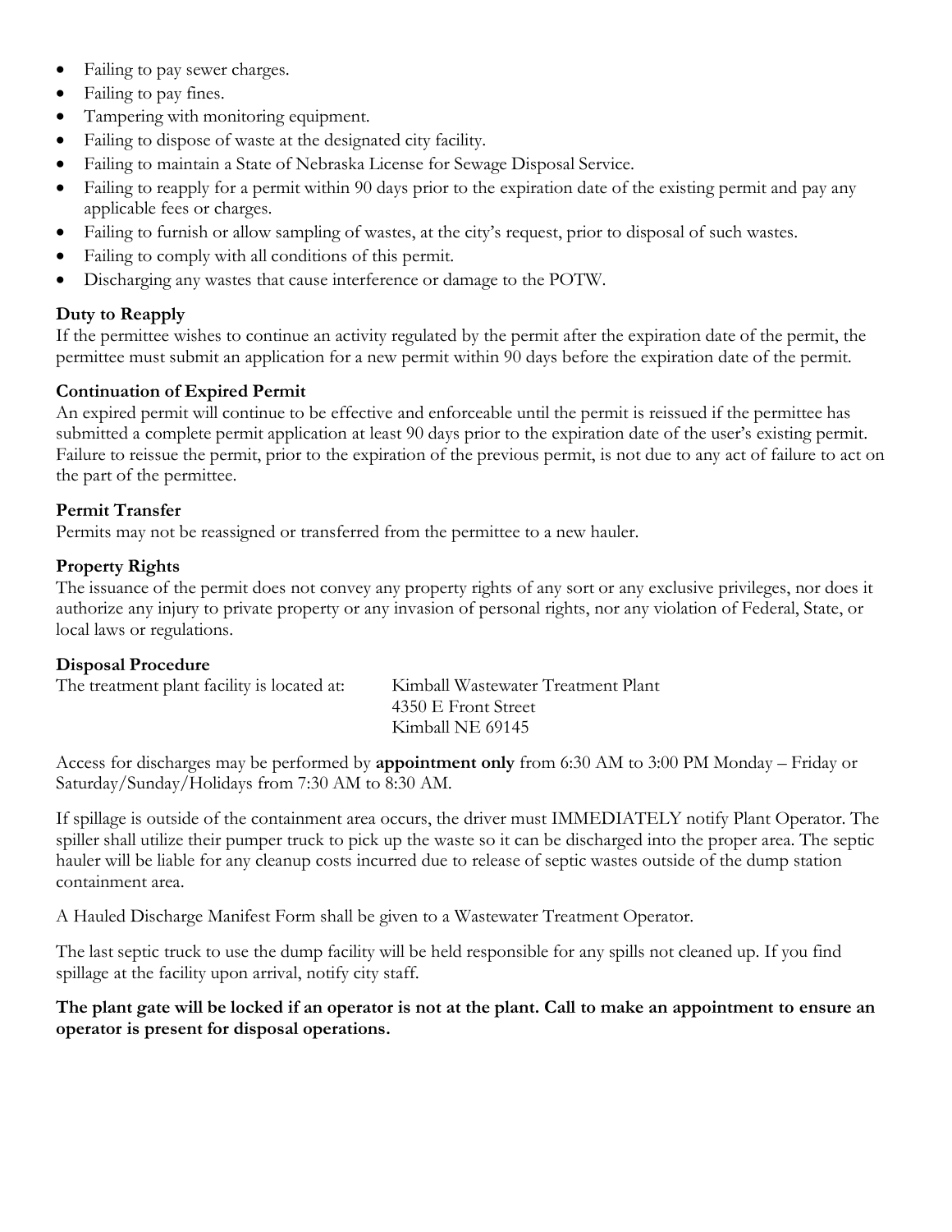- Failing to pay sewer charges.
- Failing to pay fines.
- Tampering with monitoring equipment.
- Failing to dispose of waste at the designated city facility.
- Failing to maintain a State of Nebraska License for Sewage Disposal Service.
- Failing to reapply for a permit within 90 days prior to the expiration date of the existing permit and pay any applicable fees or charges.
- Failing to furnish or allow sampling of wastes, at the city's request, prior to disposal of such wastes.
- Failing to comply with all conditions of this permit.
- Discharging any wastes that cause interference or damage to the POTW.

**Duty to Reapply**

If the permittee wishes to continue an activity regulated by the permit after the expiration date of the permit, the permittee must submit an application for a new permit within 90 days before the expiration date of the permit.

**Continuation of Expired Permit**

An expired permit will continue to be effective and enforceable until the permit is reissued if the permittee has submitted a complete permit application at least 90 days prior to the expiration date of the user's existing permit. Failure to reissue the permit, prior to the expiration of the previous permit, is not due to any act of failure to act on the part of the permittee.

**Permit Transfer**

Permits may not be reassigned or transferred from the permittee to a new hauler.

**Property Rights**

The issuance of the permit does not convey any property rights of any sort or any exclusive privileges, nor does it authorize any injury to private property or any invasion of personal rights, nor any violation of Federal, State, or local laws or regulations.

**Disposal Procedure**

The treatment plant facility is located at: Kimball Wastewater Treatment Plant
4350 E Front Street
Kimball NE 69145

Access for discharges may be performed by **appointment only** from 6:30 AM to 3:00 PM Monday – Friday or Saturday/Sunday/Holidays from 7:30 AM to 8:30 AM.

If spillage is outside of the containment area occurs, the driver must IMMEDIATELY notify Plant Operator. The spiller shall utilize their pumper truck to pick up the waste so it can be discharged into the proper area. The septic hauler will be liable for any cleanup costs incurred due to release of septic wastes outside of the dump station containment area.

A Hauled Discharge Manifest Form shall be given to a Wastewater Treatment Operator.

The last septic truck to use the dump facility will be held responsible for any spills not cleaned up. If you find spillage at the facility upon arrival, notify city staff.

**The plant gate will be locked if an operator is not at the plant. Call to make an appointment to ensure an operator is present for disposal operations.**